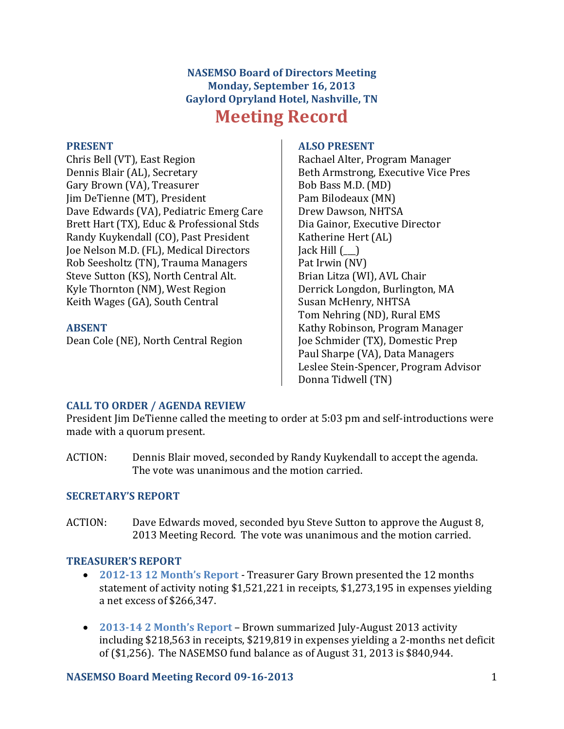# NASEMSO Board of Directors Meeting
## Monday, September 16, 2013
## Gaylord Opryland Hotel, Nashville, TN

# Meeting Record

**PRESENT**

Chris Bell (VT), East Region
Dennis Blair (AL), Secretary
Gary Brown (VA), Treasurer
Jim DeTienne (MT), President
Dave Edwards (VA), Pediatric Emerg Care
Brett Hart (TX), Educ & Professional Stds
Randy Kuykendall (CO), Past President
Joe Nelson M.D. (FL), Medical Directors
Rob Seesholtz (TN), Trauma Managers
Steve Sutton (KS), North Central Alt.
Kyle Thornton (NM), West Region
Keith Wages (GA), South Central

**ABSENT**

Dean Cole (NE), North Central Region

**ALSO PRESENT**

Rachael Alter, Program Manager
Beth Armstrong, Executive Vice Pres
Bob Bass M.D. (MD)
Pam Bilodeaux (MN)
Drew Dawson, NHTSA
Dia Gainor, Executive Director
Katherine Hert (AL)
Jack Hill (___)
Pat Irwin (NV)
Brian Litza (WI), AVL Chair
Derrick Longdon, Burlington, MA
Susan McHenry, NHTSA
Tom Nehring (ND), Rural EMS
Kathy Robinson, Program Manager
Joe Schmider (TX), Domestic Prep
Paul Sharpe (VA), Data Managers
Leslee Stein-Spencer, Program Advisor
Donna Tidwell (TN)

### CALL TO ORDER / AGENDA REVIEW

President Jim DeTienne called the meeting to order at 5:03 pm and self-introductions were made with a quorum present.

ACTION: Dennis Blair moved, seconded by Randy Kuykendall to accept the agenda. The vote was unanimous and the motion carried.

### SECRETARY'S REPORT

ACTION: Dave Edwards moved, seconded byu Steve Sutton to approve the August 8, 2013 Meeting Record. The vote was unanimous and the motion carried.

### TREASURER'S REPORT

- **2012-13 12 Month's Report** - Treasurer Gary Brown presented the 12 months statement of activity noting $1,521,221 in receipts, $1,273,195 in expenses yielding a net excess of $266,347.
- **2013-14 2 Month's Report** – Brown summarized July-August 2013 activity including $218,563 in receipts, $219,819 in expenses yielding a 2-months net deficit of ($1,256). The NASEMSO fund balance as of August 31, 2013 is $840,944.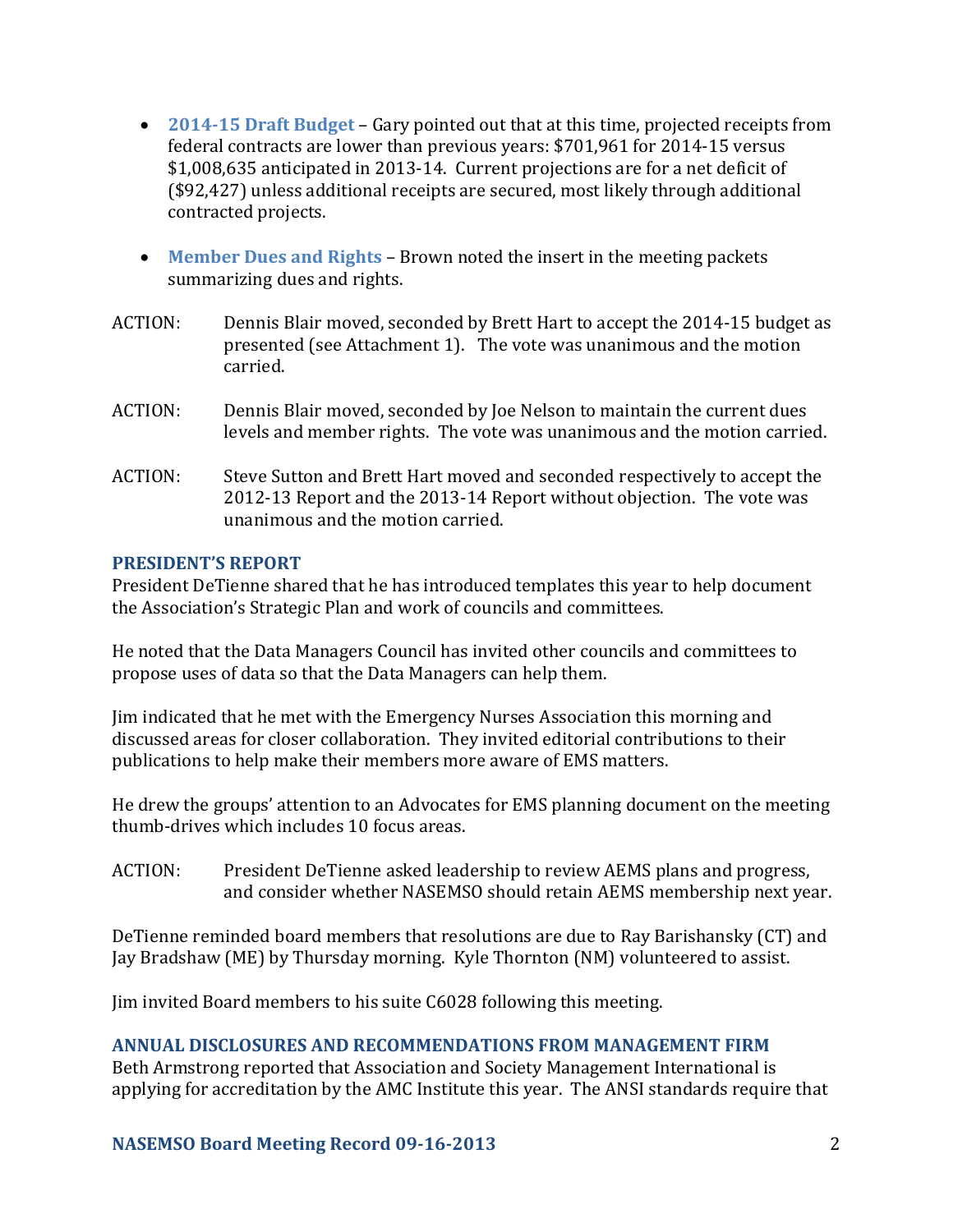- **2014-15 Draft Budget** – Gary pointed out that at this time, projected receipts from federal contracts are lower than previous years: $701,961 for 2014-15 versus $1,008,635 anticipated in 2013-14. Current projections are for a net deficit of ($92,427) unless additional receipts are secured, most likely through additional contracted projects.

- **Member Dues and Rights** – Brown noted the insert in the meeting packets summarizing dues and rights.

ACTION: Dennis Blair moved, seconded by Brett Hart to accept the 2014-15 budget as presented (see Attachment 1). The vote was unanimous and the motion carried.

ACTION: Dennis Blair moved, seconded by Joe Nelson to maintain the current dues levels and member rights. The vote was unanimous and the motion carried.

ACTION: Steve Sutton and Brett Hart moved and seconded respectively to accept the 2012-13 Report and the 2013-14 Report without objection. The vote was unanimous and the motion carried.

## PRESIDENT'S REPORT

President DeTienne shared that he has introduced templates this year to help document the Association's Strategic Plan and work of councils and committees.

He noted that the Data Managers Council has invited other councils and committees to propose uses of data so that the Data Managers can help them.

Jim indicated that he met with the Emergency Nurses Association this morning and discussed areas for closer collaboration. They invited editorial contributions to their publications to help make their members more aware of EMS matters.

He drew the groups' attention to an Advocates for EMS planning document on the meeting thumb-drives which includes 10 focus areas.

ACTION: President DeTienne asked leadership to review AEMS plans and progress, and consider whether NASEMSO should retain AEMS membership next year.

DeTienne reminded board members that resolutions are due to Ray Barishansky (CT) and Jay Bradshaw (ME) by Thursday morning. Kyle Thornton (NM) volunteered to assist.

Jim invited Board members to his suite C6028 following this meeting.

## ANNUAL DISCLOSURES AND RECOMMENDATIONS FROM MANAGEMENT FIRM

Beth Armstrong reported that Association and Society Management International is applying for accreditation by the AMC Institute this year. The ANSI standards require that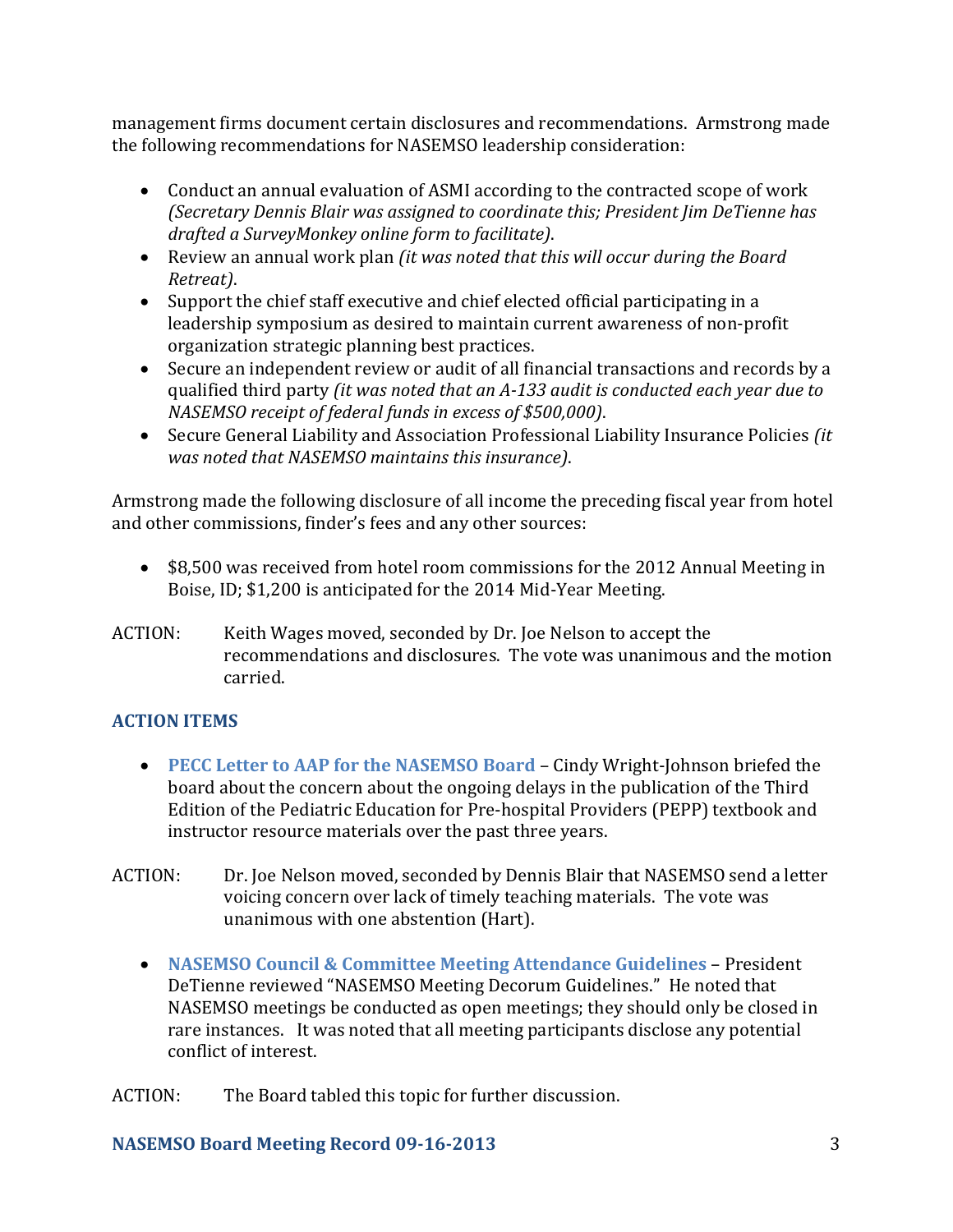management firms document certain disclosures and recommendations. Armstrong made the following recommendations for NASEMSO leadership consideration:

- Conduct an annual evaluation of ASMI according to the contracted scope of work *(Secretary Dennis Blair was assigned to coordinate this; President Jim DeTienne has drafted a SurveyMonkey online form to facilitate)*.
- Review an annual work plan *(it was noted that this will occur during the Board Retreat)*.
- Support the chief staff executive and chief elected official participating in a leadership symposium as desired to maintain current awareness of non-profit organization strategic planning best practices.
- Secure an independent review or audit of all financial transactions and records by a qualified third party *(it was noted that an A-133 audit is conducted each year due to NASEMSO receipt of federal funds in excess of $500,000)*.
- Secure General Liability and Association Professional Liability Insurance Policies *(it was noted that NASEMSO maintains this insurance)*.

Armstrong made the following disclosure of all income the preceding fiscal year from hotel and other commissions, finder's fees and any other sources:

- $8,500 was received from hotel room commissions for the 2012 Annual Meeting in Boise, ID; $1,200 is anticipated for the 2014 Mid-Year Meeting.

ACTION: Keith Wages moved, seconded by Dr. Joe Nelson to accept the recommendations and disclosures. The vote was unanimous and the motion carried.

## ACTION ITEMS

- **PECC Letter to AAP for the NASEMSO Board** – Cindy Wright-Johnson briefed the board about the concern about the ongoing delays in the publication of the Third Edition of the Pediatric Education for Pre-hospital Providers (PEPP) textbook and instructor resource materials over the past three years.

ACTION: Dr. Joe Nelson moved, seconded by Dennis Blair that NASEMSO send a letter voicing concern over lack of timely teaching materials. The vote was unanimous with one abstention (Hart).

- **NASEMSO Council & Committee Meeting Attendance Guidelines** – President DeTienne reviewed "NASEMSO Meeting Decorum Guidelines." He noted that NASEMSO meetings be conducted as open meetings; they should only be closed in rare instances. It was noted that all meeting participants disclose any potential conflict of interest.

ACTION: The Board tabled this topic for further discussion.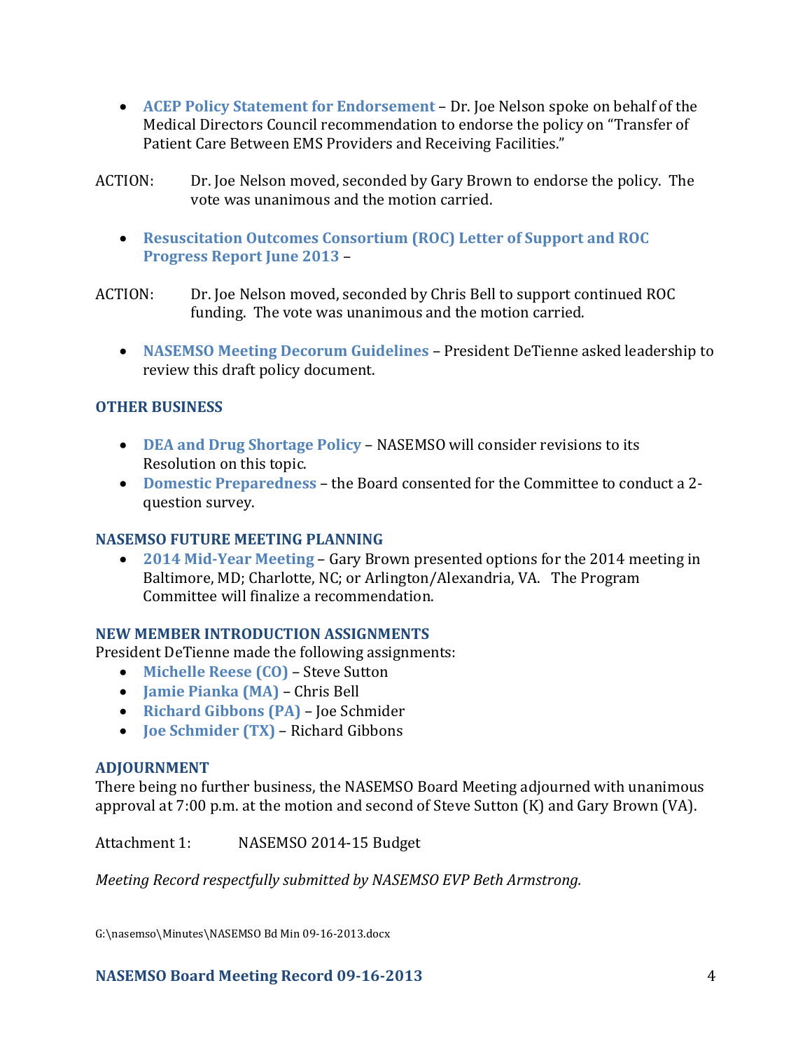- **ACEP Policy Statement for Endorsement** – Dr. Joe Nelson spoke on behalf of the Medical Directors Council recommendation to endorse the policy on "Transfer of Patient Care Between EMS Providers and Receiving Facilities."

ACTION: Dr. Joe Nelson moved, seconded by Gary Brown to endorse the policy. The vote was unanimous and the motion carried.

- **Resuscitation Outcomes Consortium (ROC) Letter of Support and ROC Progress Report June 2013** –

ACTION: Dr. Joe Nelson moved, seconded by Chris Bell to support continued ROC funding. The vote was unanimous and the motion carried.

- **NASEMSO Meeting Decorum Guidelines** – President DeTienne asked leadership to review this draft policy document.

## OTHER BUSINESS

- **DEA and Drug Shortage Policy** – NASEMSO will consider revisions to its Resolution on this topic.
- **Domestic Preparedness** – the Board consented for the Committee to conduct a 2-question survey.

## NASEMSO FUTURE MEETING PLANNING

- **2014 Mid-Year Meeting** – Gary Brown presented options for the 2014 meeting in Baltimore, MD; Charlotte, NC; or Arlington/Alexandria, VA. The Program Committee will finalize a recommendation.

## NEW MEMBER INTRODUCTION ASSIGNMENTS

President DeTienne made the following assignments:

- **Michelle Reese (CO)** – Steve Sutton
- **Jamie Pianka (MA)** – Chris Bell
- **Richard Gibbons (PA)** – Joe Schmider
- **Joe Schmider (TX)** – Richard Gibbons

## ADJOURNMENT

There being no further business, the NASEMSO Board Meeting adjourned with unanimous approval at 7:00 p.m. at the motion and second of Steve Sutton (K) and Gary Brown (VA).

Attachment 1: NASEMSO 2014-15 Budget

*Meeting Record respectfully submitted by NASEMSO EVP Beth Armstrong.*

G:\nasemso\Minutes\NASEMSO Bd Min 09-16-2013.docx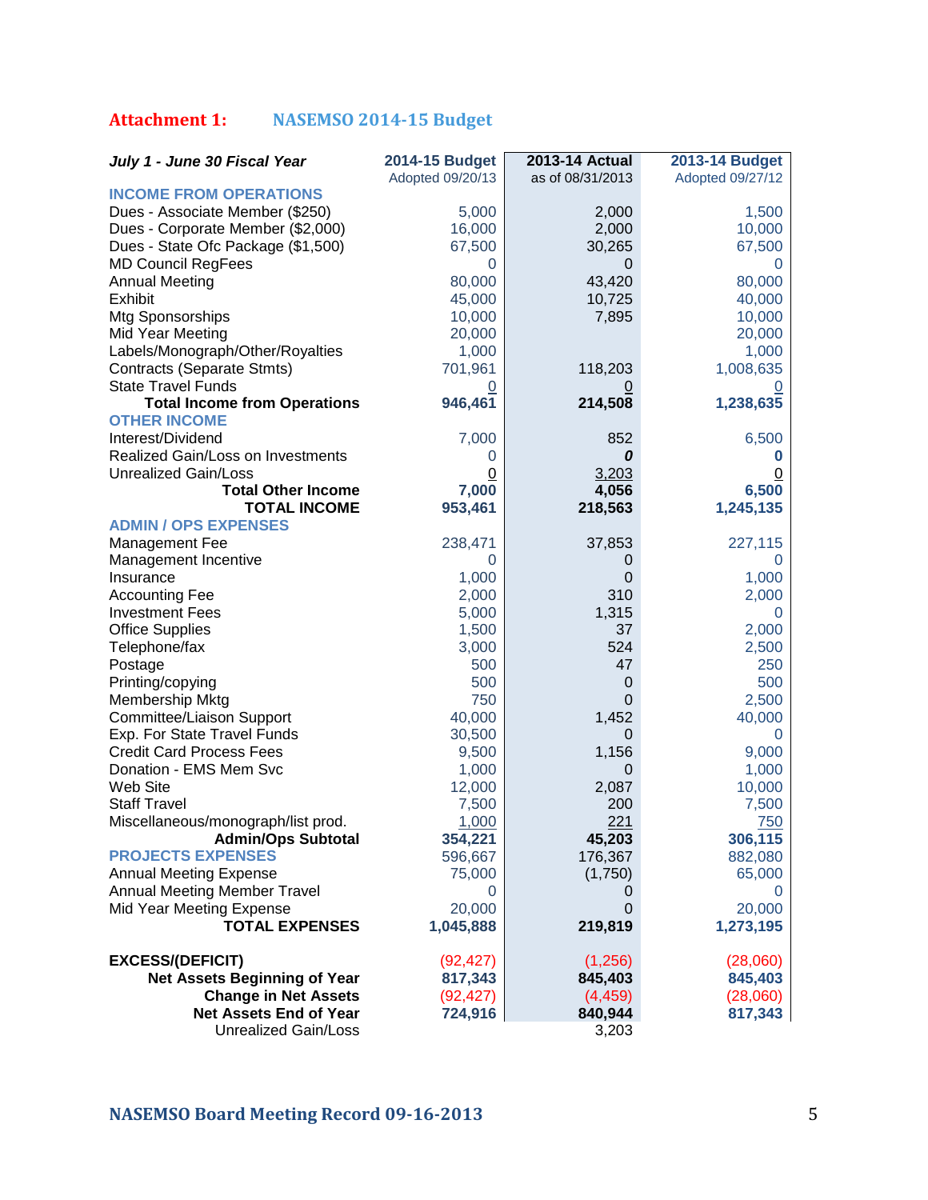**Attachment 1:** **NASEMSO 2014-15 Budget**

| *July 1 - June 30 Fiscal Year* | 2014-15 Budget Adopted 09/20/13 | 2013-14 Actual as of 08/31/2013 | 2013-14 Budget Adopted 09/27/12 |
|---|---|---|---|
| **INCOME FROM OPERATIONS** | | | |
| Dues - Associate Member ($250) | 5,000 | 2,000 | 1,500 |
| Dues - Corporate Member ($2,000) | 16,000 | 2,000 | 10,000 |
| Dues - State Ofc Package ($1,500) | 67,500 | 30,265 | 67,500 |
| MD Council RegFees | 0 | 0 | 0 |
| Annual Meeting | 80,000 | 43,420 | 80,000 |
| Exhibit | 45,000 | 10,725 | 40,000 |
| Mtg Sponsorships | 10,000 | 7,895 | 10,000 |
| Mid Year Meeting | 20,000 | | 20,000 |
| Labels/Monograph/Other/Royalties | 1,000 | | 1,000 |
| Contracts (Separate Stmts) | 701,961 | 118,203 | 1,008,635 |
| State Travel Funds | 0 | 0 | 0 |
| **Total Income from Operations** | **946,461** | **214,508** | **1,238,635** |
| **OTHER INCOME** | | | |
| Interest/Dividend | 7,000 | 852 | 6,500 |
| Realized Gain/Loss on Investments | 0 | ***0*** | **0** |
| Unrealized Gain/Loss | 0 | 3,203 | 0 |
| **Total Other Income** | **7,000** | **4,056** | **6,500** |
| **TOTAL INCOME** | **953,461** | **218,563** | **1,245,135** |
| **ADMIN / OPS EXPENSES** | | | |
| Management Fee | 238,471 | 37,853 | 227,115 |
| Management Incentive | 0 | 0 | 0 |
| Insurance | 1,000 | 0 | 1,000 |
| Accounting Fee | 2,000 | 310 | 2,000 |
| Investment Fees | 5,000 | 1,315 | 0 |
| Office Supplies | 1,500 | 37 | 2,000 |
| Telephone/fax | 3,000 | 524 | 2,500 |
| Postage | 500 | 47 | 250 |
| Printing/copying | 500 | 0 | 500 |
| Membership Mktg | 750 | 0 | 2,500 |
| Committee/Liaison Support | 40,000 | 1,452 | 40,000 |
| Exp. For State Travel Funds | 30,500 | 0 | 0 |
| Credit Card Process Fees | 9,500 | 1,156 | 9,000 |
| Donation - EMS Mem Svc | 1,000 | 0 | 1,000 |
| Web Site | 12,000 | 2,087 | 10,000 |
| Staff Travel | 7,500 | 200 | 7,500 |
| Miscellaneous/monograph/list prod. | 1,000 | 221 | 750 |
| **Admin/Ops Subtotal** | **354,221** | **45,203** | **306,115** |
| **PROJECTS EXPENSES** | 596,667 | 176,367 | 882,080 |
| Annual Meeting Expense | 75,000 | (1,750) | 65,000 |
| Annual Meeting Member Travel | 0 | 0 | 0 |
| Mid Year Meeting Expense | 20,000 | 0 | 20,000 |
| **TOTAL EXPENSES** | **1,045,888** | **219,819** | **1,273,195** |
| | | | |
| **EXCESS/(DEFICIT)** | (92,427) | (1,256) | (28,060) |
| **Net Assets Beginning of Year** | **817,343** | **845,403** | **845,403** |
| **Change in Net Assets** | (92,427) | (4,459) | (28,060) |
| **Net Assets End of Year** | **724,916** | **840,944** | **817,343** |
| Unrealized Gain/Loss | | 3,203 | |

NASEMSO Board Meeting Record 09-16-2013